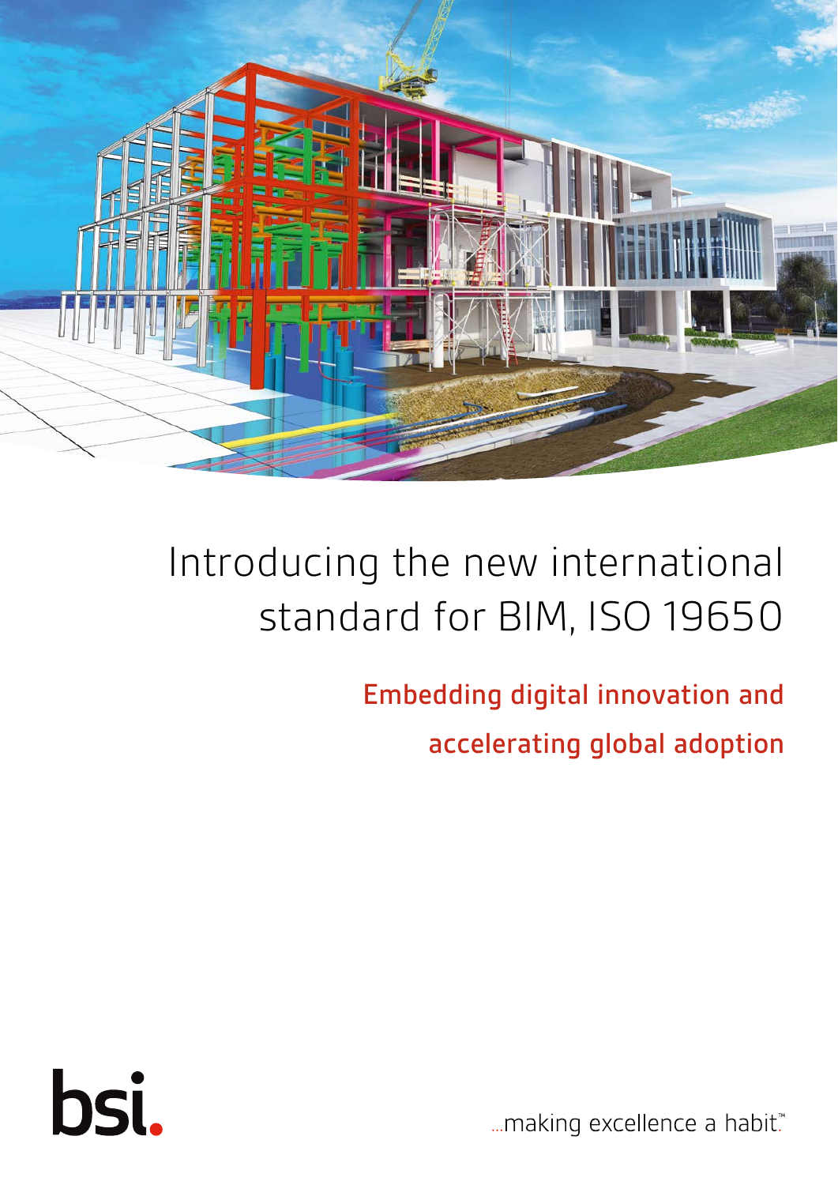# Introducing the new international standard for BIM, ISO 19650

## Embedding digital innovation and accelerating global adoption

bsi.

...making excellence a habit.™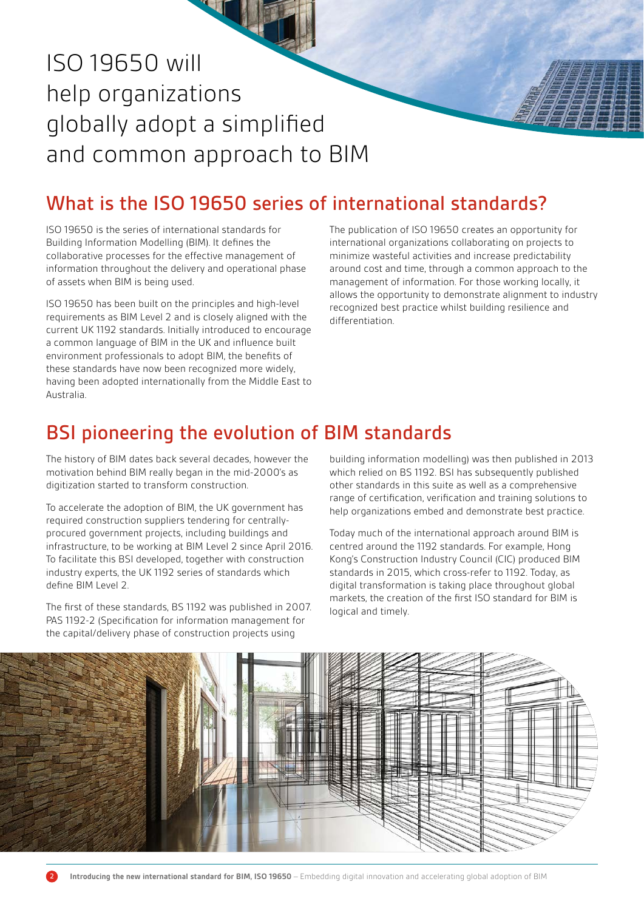# ISO 19650 will help organizations globally adopt a simplified and common approach to BIM

## What is the ISO 19650 series of international standards?

ISO 19650 is the series of international standards for Building Information Modelling (BIM). It defines the collaborative processes for the effective management of information throughout the delivery and operational phase of assets when BIM is being used.

ISO 19650 has been built on the principles and high-level requirements as BIM Level 2 and is closely aligned with the current UK 1192 standards. Initially introduced to encourage a common language of BIM in the UK and influence built environment professionals to adopt BIM, the benefits of these standards have now been recognized more widely, having been adopted internationally from the Middle East to Australia.

The publication of ISO 19650 creates an opportunity for international organizations collaborating on projects to minimize wasteful activities and increase predictability around cost and time, through a common approach to the management of information. For those working locally, it allows the opportunity to demonstrate alignment to industry recognized best practice whilst building resilience and differentiation.

## BSI pioneering the evolution of BIM standards

The history of BIM dates back several decades, however the motivation behind BIM really began in the mid-2000's as digitization started to transform construction.

To accelerate the adoption of BIM, the UK government has required construction suppliers tendering for centrally-procured government projects, including buildings and infrastructure, to be working at BIM Level 2 since April 2016. To facilitate this BSI developed, together with construction industry experts, the UK 1192 series of standards which define BIM Level 2.

The first of these standards, BS 1192 was published in 2007. PAS 1192-2 (Specification for information management for the capital/delivery phase of construction projects using building information modelling) was then published in 2013 which relied on BS 1192. BSI has subsequently published other standards in this suite as well as a comprehensive range of certification, verification and training solutions to help organizations embed and demonstrate best practice.

Today much of the international approach around BIM is centred around the 1192 standards. For example, Hong Kong's Construction Industry Council (CIC) produced BIM standards in 2015, which cross-refer to 1192. Today, as digital transformation is taking place throughout global markets, the creation of the first ISO standard for BIM is logical and timely.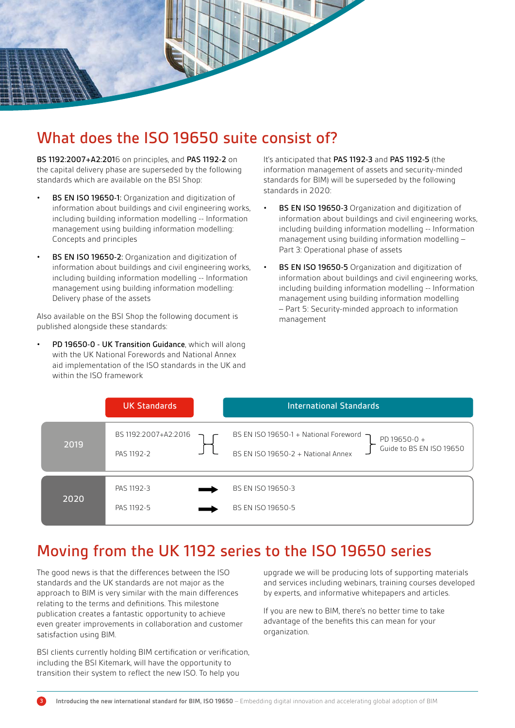# What does the ISO 19650 suite consist of?

**BS 1192:2007+A2:2016** on principles, and **PAS 1192-2** on the capital delivery phase are superseded by the following standards which are available on the BSI Shop:

- **BS EN ISO 19650-1:** Organization and digitization of information about buildings and civil engineering works, including building information modelling -- Information management using building information modelling: Concepts and principles
- **BS EN ISO 19650-2:** Organization and digitization of information about buildings and civil engineering works, including building information modelling -- Information management using building information modelling: Delivery phase of the assets

Also available on the BSI Shop the following document is published alongside these standards:

- **PD 19650-0 - UK Transition Guidance**, which will along with the UK National Forewords and National Annex aid implementation of the ISO standards in the UK and within the ISO framework

It's anticipated that **PAS 1192-3** and **PAS 1192-5** (the information management of assets and security-minded standards for BIM) will be superseded by the following standards in 2020:

- **BS EN ISO 19650-3** Organization and digitization of information about buildings and civil engineering works, including building information modelling -- Information management using building information modelling – Part 3: Operational phase of assets
- **BS EN ISO 19650-5** Organization and digitization of information about buildings and civil engineering works, including building information modelling -- Information management using building information modelling – Part 5: Security-minded approach to information management

| | UK Standards | International Standards | |
|---|---|---|---|
| 2019 | BS 1192:2007+A2:2016 | BS EN ISO 19650-1 + National Foreword | PD 19650-0 + Guide to BS EN ISO 19650 |
| | PAS 1192-2 | BS EN ISO 19650-2 + National Annex | |
| 2020 | PAS 1192-3 → | BS EN ISO 19650-3 | |
| | PAS 1192-5 → | BS EN ISO 19650-5 | |

# Moving from the UK 1192 series to the ISO 19650 series

The good news is that the differences between the ISO standards and the UK standards are not major as the approach to BIM is very similar with the main differences relating to the terms and definitions. This milestone publication creates a fantastic opportunity to achieve even greater improvements in collaboration and customer satisfaction using BIM.

BSI clients currently holding BIM certification or verification, including the BSI Kitemark, will have the opportunity to transition their system to reflect the new ISO. To help you upgrade we will be producing lots of supporting materials and services including webinars, training courses developed by experts, and informative whitepapers and articles.

If you are new to BIM, there's no better time to take advantage of the benefits this can mean for your organization.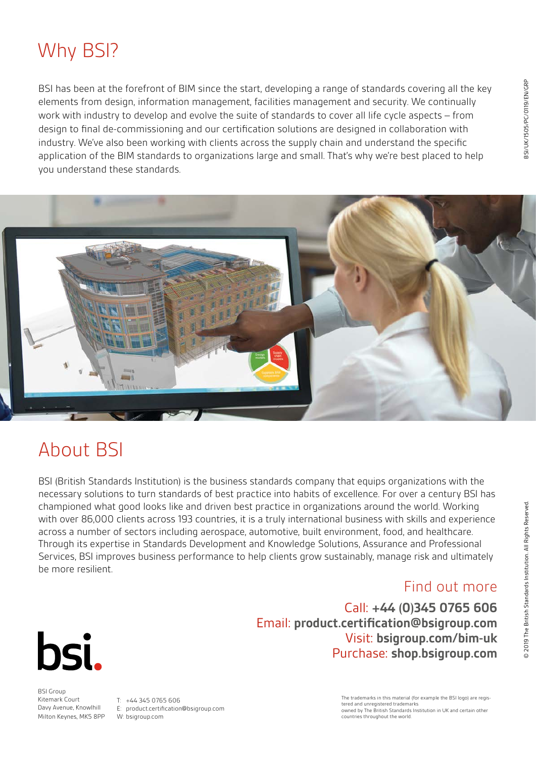# Why BSI?

BSI has been at the forefront of BIM since the start, developing a range of standards covering all the key elements from design, information management, facilities management and security. We continually work with industry to develop and evolve the suite of standards to cover all life cycle aspects – from design to final de-commissioning and our certification solutions are designed in collaboration with industry. We've also been working with clients across the supply chain and understand the specific application of the BIM standards to organizations large and small. That's why we're best placed to help you understand these standards.

# About BSI

BSI (British Standards Institution) is the business standards company that equips organizations with the necessary solutions to turn standards of best practice into habits of excellence. For over a century BSI has championed what good looks like and driven best practice in organizations around the world. Working with over 86,000 clients across 193 countries, it is a truly international business with skills and experience across a number of sectors including aerospace, automotive, built environment, food, and healthcare. Through its expertise in Standards Development and Knowledge Solutions, Assurance and Professional Services, BSI improves business performance to help clients grow sustainably, manage risk and ultimately be more resilient.

## Find out more

Call: **+44 (0)345 0765 606**
Email: **product.certification@bsigroup.com**
Visit: **bsigroup.com/bim-uk**
Purchase: **shop.bsigroup.com**

bsi.

BSI Group
Kitemark Court
Davy Avenue, Knowlhill
Milton Keynes, MK5 8PP

T: +44 345 0765 606
E: product.certification@bsigroup.com
W: bsigroup.com

The trademarks in this material (for example the BSI logo) are registered and unregistered trademarks owned by The British Standards Institution in UK and certain other countries throughout the world.

BSI/UK/1505/PC/0119/EN/GRP

© 2019 The British Standards Institution. All Rights Reserved.